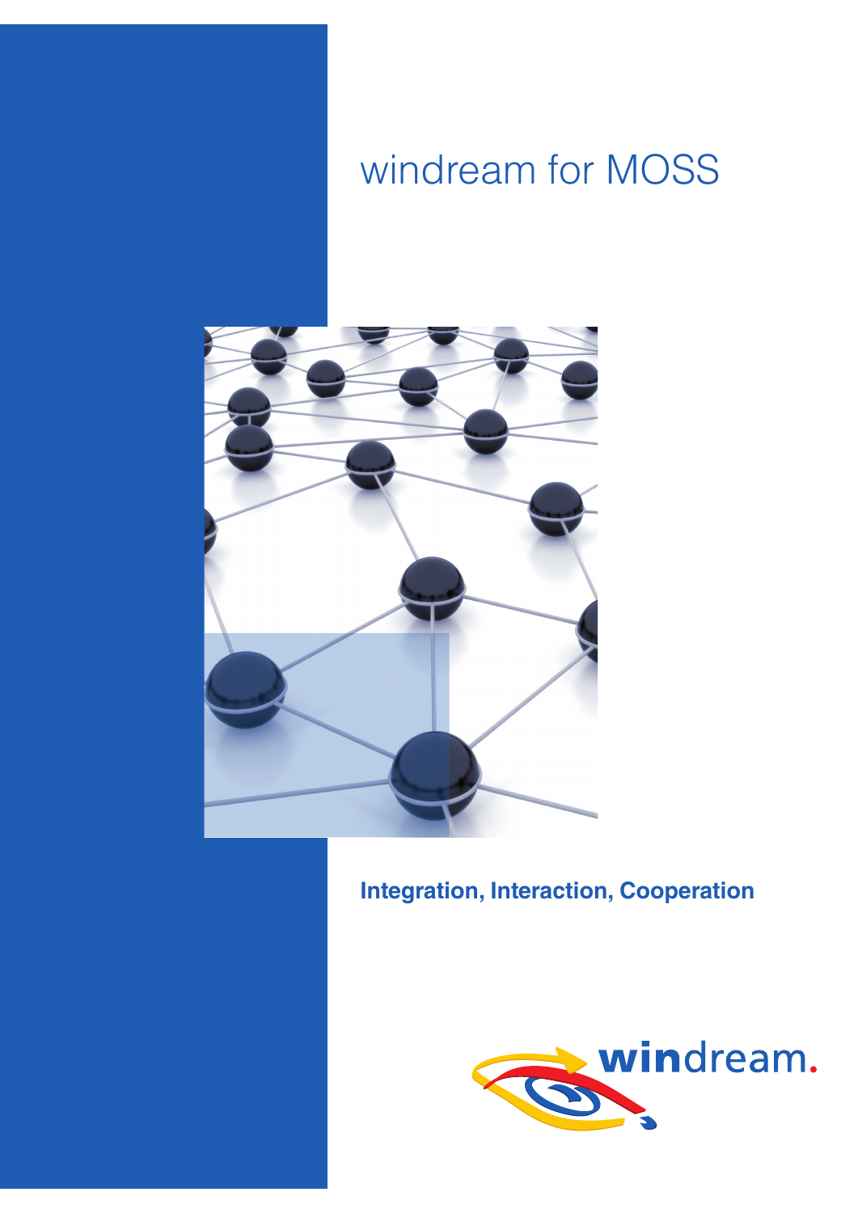# windream for MOSS

**Integration, Interaction, Cooperation**

windream.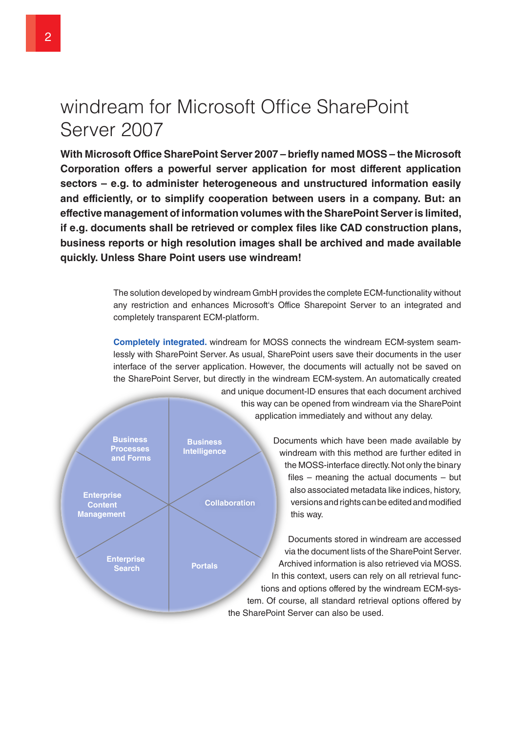# windream for Microsoft Office SharePoint Server 2007

**With Microsoft Office SharePoint Server 2007 – briefly named MOSS – the Microsoft Corporation offers a powerful server application for most different application sectors – e.g. to administer heterogeneous and unstructured information easily and efficiently, or to simplify cooperation between users in a company. But: an effective management of information volumes with the SharePoint Server is limited, if e.g. documents shall be retrieved or complex files like CAD construction plans, business reports or high resolution images shall be archived and made available quickly. Unless Share Point users use windream!**

The solution developed by windream GmbH provides the complete ECM-functionality without any restriction and enhances Microsoft's Office Sharepoint Server to an integrated and completely transparent ECM-platform.

**Completely integrated.** windream for MOSS connects the windream ECM-system seamlessly with SharePoint Server. As usual, SharePoint users save their documents in the user interface of the server application. However, the documents will actually not be saved on the SharePoint Server, but directly in the windream ECM-system. An automatically created and unique document-ID ensures that each document archived this way can be opened from windream via the SharePoint application immediately and without any delay.

Documents which have been made available by windream with this method are further edited in the MOSS-interface directly. Not only the binary files – meaning the actual documents – but also associated metadata like indices, history, versions and rights can be edited and modified this way.

Documents stored in windream are accessed via the document lists of the SharePoint Server. Archived information is also retrieved via MOSS. In this context, users can rely on all retrieval functions and options offered by the windream ECM-system. Of course, all standard retrieval options offered by the SharePoint Server can also be used.

Business Processes and Forms | Business Intelligence | Enterprise Content Management | Collaboration | Enterprise Search | Portals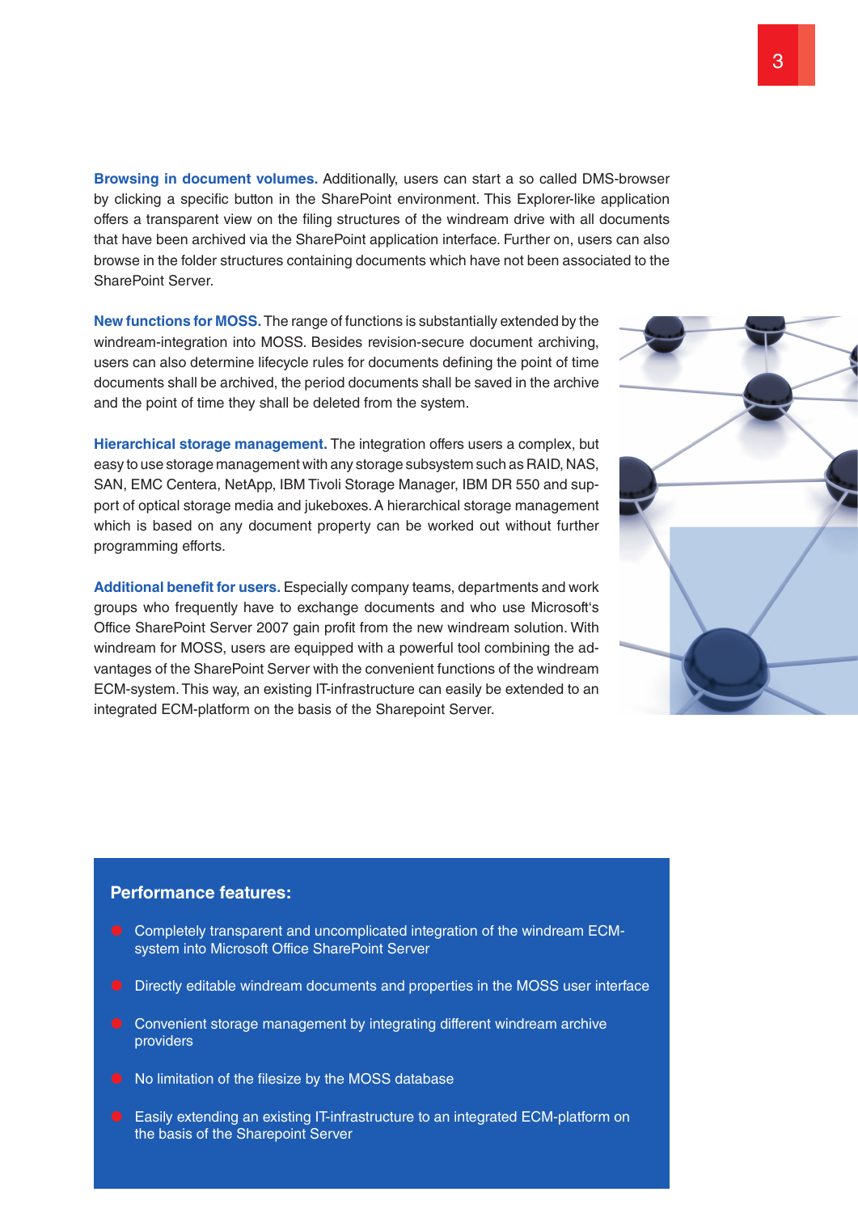**Browsing in document volumes.** Additionally, users can start a so called DMS-browser by clicking a specific button in the SharePoint environment. This Explorer-like application offers a transparent view on the filing structures of the windream drive with all documents that have been archived via the SharePoint application interface. Further on, users can also browse in the folder structures containing documents which have not been associated to the SharePoint Server.

**New functions for MOSS.** The range of functions is substantially extended by the windream-integration into MOSS. Besides revision-secure document archiving, users can also determine lifecycle rules for documents defining the point of time documents shall be archived, the period documents shall be saved in the archive and the point of time they shall be deleted from the system.

**Hierarchical storage management.** The integration offers users a complex, but easy to use storage management with any storage subsystem such as RAID, NAS, SAN, EMC Centera, NetApp, IBM Tivoli Storage Manager, IBM DR 550 and support of optical storage media and jukeboxes. A hierarchical storage management which is based on any document property can be worked out without further programming efforts.

**Additional benefit for users.** Especially company teams, departments and work groups who frequently have to exchange documents and who use Microsoft's Office SharePoint Server 2007 gain profit from the new windream solution. With windream for MOSS, users are equipped with a powerful tool combining the advantages of the SharePoint Server with the convenient functions of the windream ECM-system. This way, an existing IT-infrastructure can easily be extended to an integrated ECM-platform on the basis of the Sharepoint Server.

## Performance features:

- Completely transparent and uncomplicated integration of the windream ECM-system into Microsoft Office SharePoint Server
- Directly editable windream documents and properties in the MOSS user interface
- Convenient storage management by integrating different windream archive providers
- No limitation of the filesize by the MOSS database
- Easily extending an existing IT-infrastructure to an integrated ECM-platform on the basis of the Sharepoint Server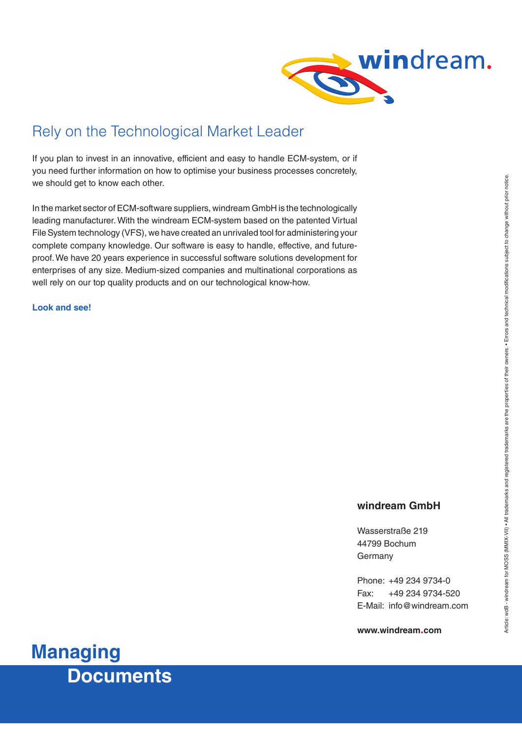windream.

## Rely on the Technological Market Leader

If you plan to invest in an innovative, efficient and easy to handle ECM-system, or if you need further information on how to optimise your business processes concretely, we should get to know each other.

In the market sector of ECM-software suppliers, windream GmbH is the technologically leading manufacturer. With the windream ECM-system based on the patented Virtual File System technology (VFS), we have created an unrivaled tool for administering your complete company knowledge. Our software is easy to handle, effective, and future-proof. We have 20 years experience in successful software solutions development for enterprises of any size. Medium-sized companies and multinational corporations as well rely on our top quality products and on our technological know-how.

**Look and see!**

**windream GmbH**

Wasserstraße 219
44799 Bochum
Germany

Phone: +49 234 9734-0
Fax: +49 234 9734-520
E-Mail: info@windream.com

**www.windream.com**

Article: wdB - windream for MOSS (MMIX-VII) • All trademarks and registered trademarks are the properties of their owners. • Errors and technical modifications subject to change without prior notice.

**Managing Documents**